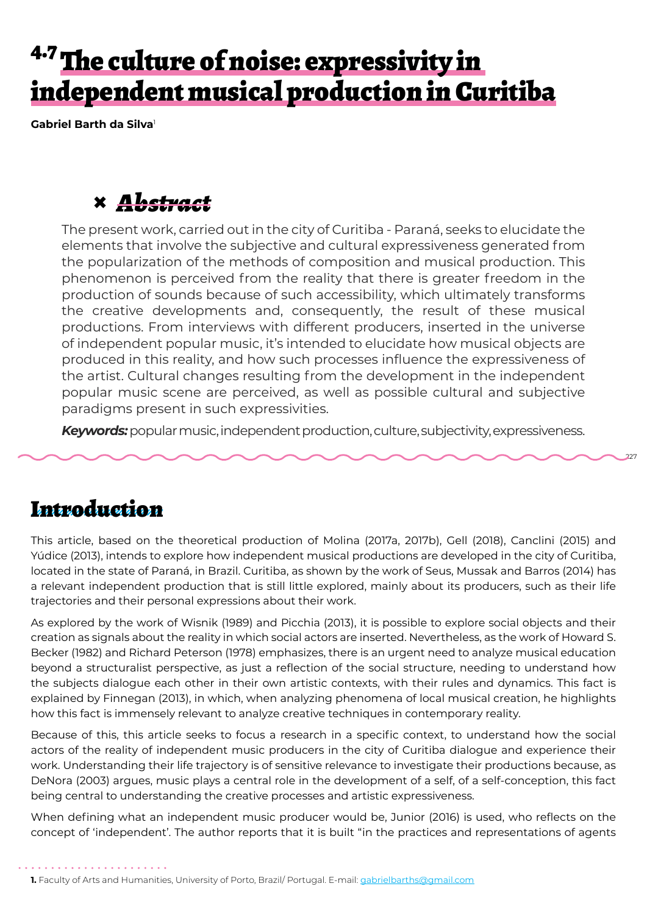# 4.7 The culture of noise: expressivity in independent musical production in Curitiba

**Gabriel Barth da Silva**[1]

## Abstract

The present work, carried out in the city of Curitiba - Paraná, seeks to elucidate the elements that involve the subjective and cultural expressiveness generated from the popularization of the methods of composition and musical production. This phenomenon is perceived from the reality that there is greater freedom in the production of sounds because of such accessibility, which ultimately transforms the creative developments and, consequently, the result of these musical productions. From interviews with different producers, inserted in the universe of independent popular music, it's intended to elucidate how musical objects are produced in this reality, and how such processes influence the expressiveness of the artist. Cultural changes resulting from the development in the independent popular music scene are perceived, as well as possible cultural and subjective paradigms present in such expressivities.

***Keywords:*** popular music, independent production, culture, subjectivity, expressiveness.

## Introduction

This article, based on the theoretical production of Molina (2017a, 2017b), Gell (2018), Canclini (2015) and Yúdice (2013), intends to explore how independent musical productions are developed in the city of Curitiba, located in the state of Paraná, in Brazil. Curitiba, as shown by the work of Seus, Mussak and Barros (2014) has a relevant independent production that is still little explored, mainly about its producers, such as their life trajectories and their personal expressions about their work.

As explored by the work of Wisnik (1989) and Picchia (2013), it is possible to explore social objects and their creation as signals about the reality in which social actors are inserted. Nevertheless, as the work of Howard S. Becker (1982) and Richard Peterson (1978) emphasizes, there is an urgent need to analyze musical education beyond a structuralist perspective, as just a reflection of the social structure, needing to understand how the subjects dialogue each other in their own artistic contexts, with their rules and dynamics. This fact is explained by Finnegan (2013), in which, when analyzing phenomena of local musical creation, he highlights how this fact is immensely relevant to analyze creative techniques in contemporary reality.

Because of this, this article seeks to focus a research in a specific context, to understand how the social actors of the reality of independent music producers in the city of Curitiba dialogue and experience their work. Understanding their life trajectory is of sensitive relevance to investigate their productions because, as DeNora (2003) argues, music plays a central role in the development of a self, of a self-conception, this fact being central to understanding the creative processes and artistic expressiveness.

When defining what an independent music producer would be, Junior (2016) is used, who reflects on the concept of 'independent'. The author reports that it is built "in the practices and representations of agents

**1.** Faculty of Arts and Humanities, University of Porto, Brazil/ Portugal. E-mail: gabrielbarths@gmail.com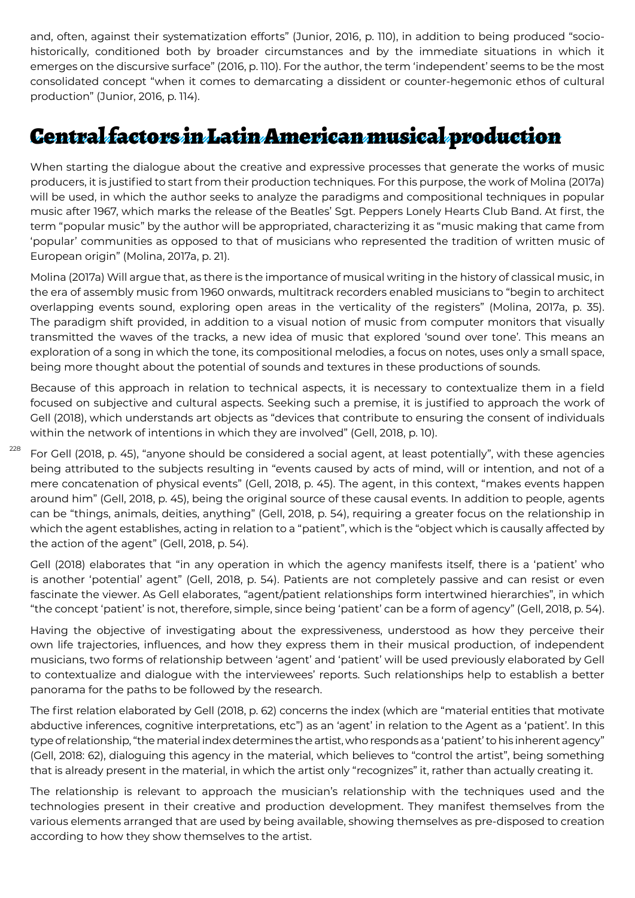and, often, against their systematization efforts" (Junior, 2016, p. 110), in addition to being produced "socio-historically, conditioned both by broader circumstances and by the immediate situations in which it emerges on the discursive surface" (2016, p. 110). For the author, the term 'independent' seems to be the most consolidated concept "when it comes to demarcating a dissident or counter-hegemonic ethos of cultural production" (Junior, 2016, p. 114).

## Central factors in Latin American musical production

When starting the dialogue about the creative and expressive processes that generate the works of music producers, it is justified to start from their production techniques. For this purpose, the work of Molina (2017a) will be used, in which the author seeks to analyze the paradigms and compositional techniques in popular music after 1967, which marks the release of the Beatles' Sgt. Peppers Lonely Hearts Club Band. At first, the term "popular music" by the author will be appropriated, characterizing it as "music making that came from 'popular' communities as opposed to that of musicians who represented the tradition of written music of European origin" (Molina, 2017a, p. 21).

Molina (2017a) Will argue that, as there is the importance of musical writing in the history of classical music, in the era of assembly music from 1960 onwards, multitrack recorders enabled musicians to "begin to architect overlapping events sound, exploring open areas in the verticality of the registers" (Molina, 2017a, p. 35). The paradigm shift provided, in addition to a visual notion of music from computer monitors that visually transmitted the waves of the tracks, a new idea of music that explored 'sound over tone'. This means an exploration of a song in which the tone, its compositional melodies, a focus on notes, uses only a small space, being more thought about the potential of sounds and textures in these productions of sounds.

Because of this approach in relation to technical aspects, it is necessary to contextualize them in a field focused on subjective and cultural aspects. Seeking such a premise, it is justified to approach the work of Gell (2018), which understands art objects as "devices that contribute to ensuring the consent of individuals within the network of intentions in which they are involved" (Gell, 2018, p. 10).

For Gell (2018, p. 45), "anyone should be considered a social agent, at least potentially", with these agencies being attributed to the subjects resulting in "events caused by acts of mind, will or intention, and not of a mere concatenation of physical events" (Gell, 2018, p. 45). The agent, in this context, "makes events happen around him" (Gell, 2018, p. 45), being the original source of these causal events. In addition to people, agents can be "things, animals, deities, anything" (Gell, 2018, p. 54), requiring a greater focus on the relationship in which the agent establishes, acting in relation to a "patient", which is the "object which is causally affected by the action of the agent" (Gell, 2018, p. 54).

Gell (2018) elaborates that "in any operation in which the agency manifests itself, there is a 'patient' who is another 'potential' agent" (Gell, 2018, p. 54). Patients are not completely passive and can resist or even fascinate the viewer. As Gell elaborates, "agent/patient relationships form intertwined hierarchies", in which "the concept 'patient' is not, therefore, simple, since being 'patient' can be a form of agency" (Gell, 2018, p. 54).

Having the objective of investigating about the expressiveness, understood as how they perceive their own life trajectories, influences, and how they express them in their musical production, of independent musicians, two forms of relationship between 'agent' and 'patient' will be used previously elaborated by Gell to contextualize and dialogue with the interviewees' reports. Such relationships help to establish a better panorama for the paths to be followed by the research.

The first relation elaborated by Gell (2018, p. 62) concerns the index (which are "material entities that motivate abductive inferences, cognitive interpretations, etc") as an 'agent' in relation to the Agent as a 'patient'. In this type of relationship, "the material index determines the artist, who responds as a 'patient' to his inherent agency" (Gell, 2018: 62), dialoguing this agency in the material, which believes to "control the artist", being something that is already present in the material, in which the artist only "recognizes" it, rather than actually creating it.

The relationship is relevant to approach the musician's relationship with the techniques used and the technologies present in their creative and production development. They manifest themselves from the various elements arranged that are used by being available, showing themselves as pre-disposed to creation according to how they show themselves to the artist.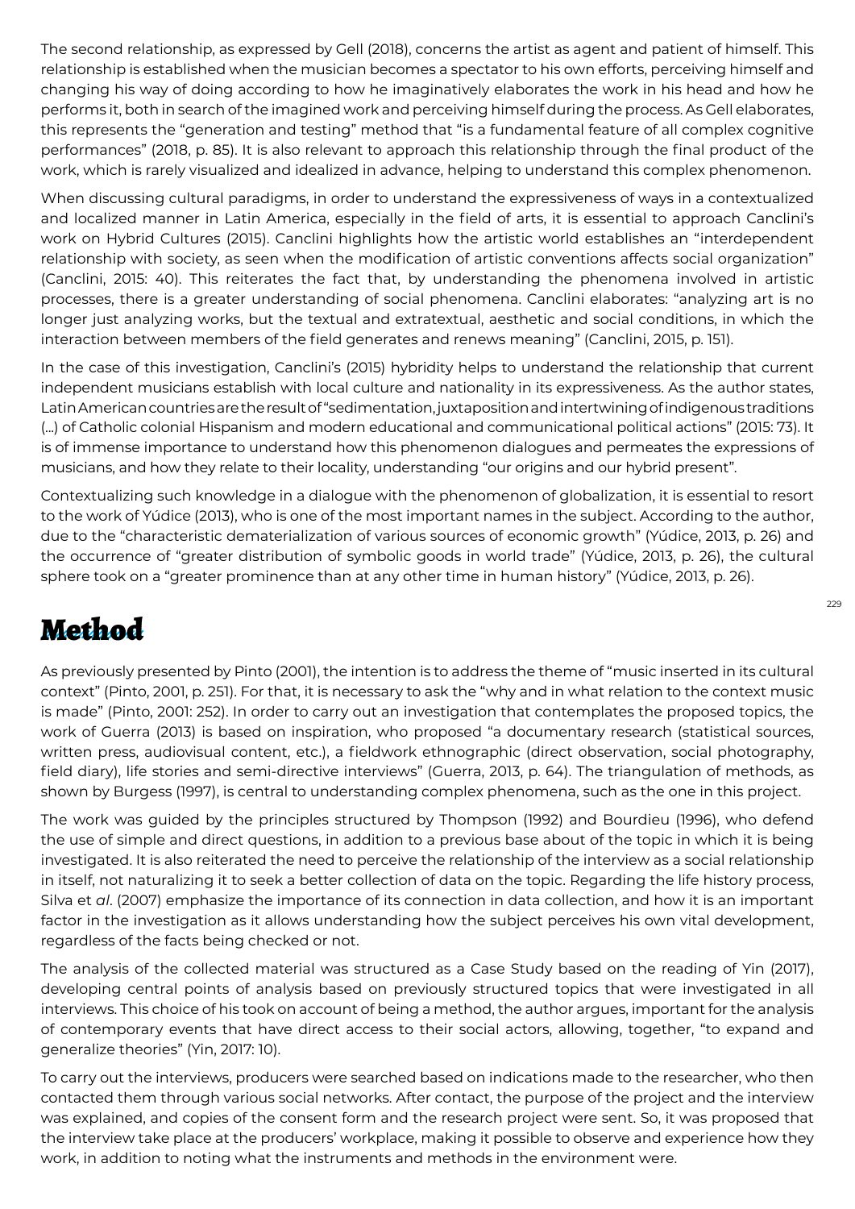The second relationship, as expressed by Gell (2018), concerns the artist as agent and patient of himself. This relationship is established when the musician becomes a spectator to his own efforts, perceiving himself and changing his way of doing according to how he imaginatively elaborates the work in his head and how he performs it, both in search of the imagined work and perceiving himself during the process. As Gell elaborates, this represents the "generation and testing" method that "is a fundamental feature of all complex cognitive performances" (2018, p. 85). It is also relevant to approach this relationship through the final product of the work, which is rarely visualized and idealized in advance, helping to understand this complex phenomenon.

When discussing cultural paradigms, in order to understand the expressiveness of ways in a contextualized and localized manner in Latin America, especially in the field of arts, it is essential to approach Canclini's work on Hybrid Cultures (2015). Canclini highlights how the artistic world establishes an "interdependent relationship with society, as seen when the modification of artistic conventions affects social organization" (Canclini, 2015: 40). This reiterates the fact that, by understanding the phenomena involved in artistic processes, there is a greater understanding of social phenomena. Canclini elaborates: "analyzing art is no longer just analyzing works, but the textual and extratextual, aesthetic and social conditions, in which the interaction between members of the field generates and renews meaning" (Canclini, 2015, p. 151).

In the case of this investigation, Canclini's (2015) hybridity helps to understand the relationship that current independent musicians establish with local culture and nationality in its expressiveness. As the author states, Latin American countries are the result of "sedimentation, juxtaposition and intertwining of indigenous traditions (...) of Catholic colonial Hispanism and modern educational and communicational political actions" (2015: 73). It is of immense importance to understand how this phenomenon dialogues and permeates the expressions of musicians, and how they relate to their locality, understanding "our origins and our hybrid present".

Contextualizing such knowledge in a dialogue with the phenomenon of globalization, it is essential to resort to the work of Yúdice (2013), who is one of the most important names in the subject. According to the author, due to the "characteristic dematerialization of various sources of economic growth" (Yúdice, 2013, p. 26) and the occurrence of "greater distribution of symbolic goods in world trade" (Yúdice, 2013, p. 26), the cultural sphere took on a "greater prominence than at any other time in human history" (Yúdice, 2013, p. 26).

# Method

As previously presented by Pinto (2001), the intention is to address the theme of "music inserted in its cultural context" (Pinto, 2001, p. 251). For that, it is necessary to ask the "why and in what relation to the context music is made" (Pinto, 2001: 252). In order to carry out an investigation that contemplates the proposed topics, the work of Guerra (2013) is based on inspiration, who proposed "a documentary research (statistical sources, written press, audiovisual content, etc.), a fieldwork ethnographic (direct observation, social photography, field diary), life stories and semi-directive interviews" (Guerra, 2013, p. 64). The triangulation of methods, as shown by Burgess (1997), is central to understanding complex phenomena, such as the one in this project.

The work was guided by the principles structured by Thompson (1992) and Bourdieu (1996), who defend the use of simple and direct questions, in addition to a previous base about of the topic in which it is being investigated. It is also reiterated the need to perceive the relationship of the interview as a social relationship in itself, not naturalizing it to seek a better collection of data on the topic. Regarding the life history process, Silva et *al*. (2007) emphasize the importance of its connection in data collection, and how it is an important factor in the investigation as it allows understanding how the subject perceives his own vital development, regardless of the facts being checked or not.

The analysis of the collected material was structured as a Case Study based on the reading of Yin (2017), developing central points of analysis based on previously structured topics that were investigated in all interviews. This choice of his took on account of being a method, the author argues, important for the analysis of contemporary events that have direct access to their social actors, allowing, together, "to expand and generalize theories" (Yin, 2017: 10).

To carry out the interviews, producers were searched based on indications made to the researcher, who then contacted them through various social networks. After contact, the purpose of the project and the interview was explained, and copies of the consent form and the research project were sent. So, it was proposed that the interview take place at the producers' workplace, making it possible to observe and experience how they work, in addition to noting what the instruments and methods in the environment were.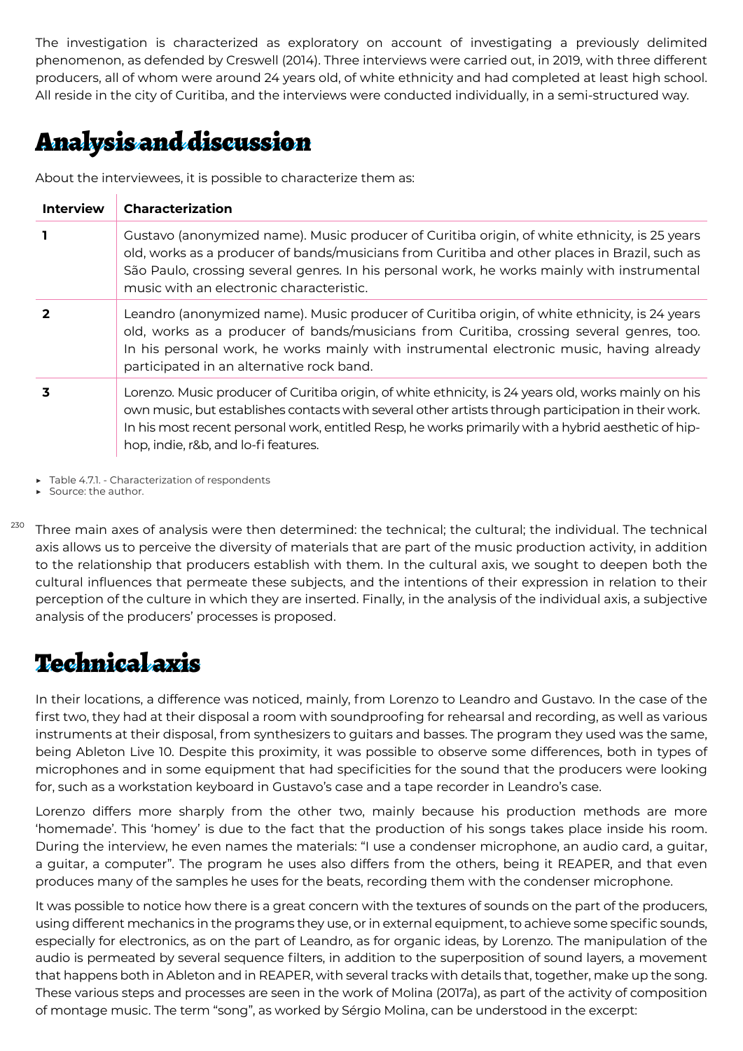The investigation is characterized as exploratory on account of investigating a previously delimited phenomenon, as defended by Creswell (2014). Three interviews were carried out, in 2019, with three different producers, all of whom were around 24 years old, of white ethnicity and had completed at least high school. All reside in the city of Curitiba, and the interviews were conducted individually, in a semi-structured way.

## Analysis and discussion

About the interviewees, it is possible to characterize them as:

| Interview | Characterization |
|---|---|
| 1 | Gustavo (anonymized name). Music producer of Curitiba origin, of white ethnicity, is 25 years old, works as a producer of bands/musicians from Curitiba and other places in Brazil, such as São Paulo, crossing several genres. In his personal work, he works mainly with instrumental music with an electronic characteristic. |
| 2 | Leandro (anonymized name). Music producer of Curitiba origin, of white ethnicity, is 24 years old, works as a producer of bands/musicians from Curitiba, crossing several genres, too. In his personal work, he works mainly with instrumental electronic music, having already participated in an alternative rock band. |
| 3 | Lorenzo. Music producer of Curitiba origin, of white ethnicity, is 24 years old, works mainly on his own music, but establishes contacts with several other artists through participation in their work. In his most recent personal work, entitled Resp, he works primarily with a hybrid aesthetic of hip-hop, indie, r&b, and lo-fi features. |

- Table 4.7.1. - Characterization of respondents
- Source: the author.

Three main axes of analysis were then determined: the technical; the cultural; the individual. The technical axis allows us to perceive the diversity of materials that are part of the music production activity, in addition to the relationship that producers establish with them. In the cultural axis, we sought to deepen both the cultural influences that permeate these subjects, and the intentions of their expression in relation to their perception of the culture in which they are inserted. Finally, in the analysis of the individual axis, a subjective analysis of the producers' processes is proposed.

## Technical axis

In their locations, a difference was noticed, mainly, from Lorenzo to Leandro and Gustavo. In the case of the first two, they had at their disposal a room with soundproofing for rehearsal and recording, as well as various instruments at their disposal, from synthesizers to guitars and basses. The program they used was the same, being Ableton Live 10. Despite this proximity, it was possible to observe some differences, both in types of microphones and in some equipment that had specificities for the sound that the producers were looking for, such as a workstation keyboard in Gustavo's case and a tape recorder in Leandro's case.

Lorenzo differs more sharply from the other two, mainly because his production methods are more 'homemade'. This 'homey' is due to the fact that the production of his songs takes place inside his room. During the interview, he even names the materials: "I use a condenser microphone, an audio card, a guitar, a guitar, a computer". The program he uses also differs from the others, being it REAPER, and that even produces many of the samples he uses for the beats, recording them with the condenser microphone.

It was possible to notice how there is a great concern with the textures of sounds on the part of the producers, using different mechanics in the programs they use, or in external equipment, to achieve some specific sounds, especially for electronics, as on the part of Leandro, as for organic ideas, by Lorenzo. The manipulation of the audio is permeated by several sequence filters, in addition to the superposition of sound layers, a movement that happens both in Ableton and in REAPER, with several tracks with details that, together, make up the song. These various steps and processes are seen in the work of Molina (2017a), as part of the activity of composition of montage music. The term "song", as worked by Sérgio Molina, can be understood in the excerpt: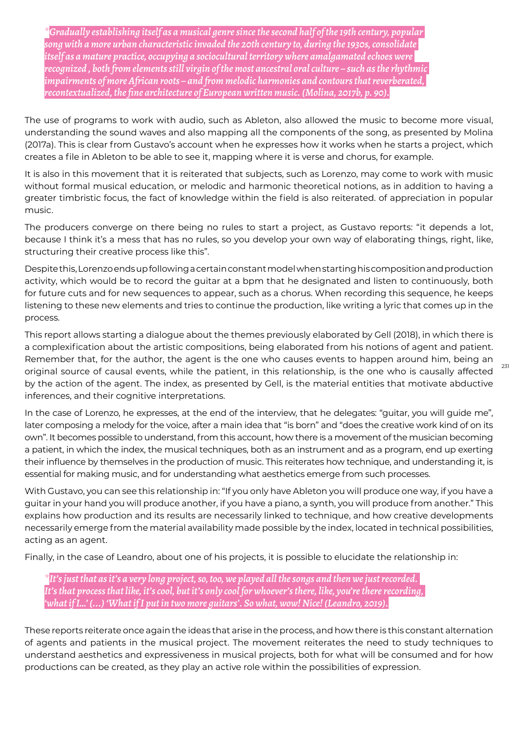*Gradually establishing itself as a musical genre since the second half of the 19th century, popular song with a more urban characteristic invaded the 20th century to, during the 1930s, consolidate itself as a mature practice, occupying a sociocultural territory where amalgamated echoes were recognized , both from elements still virgin of the most ancestral oral culture – such as the rhythmic impairments of more African roots – and from melodic harmonies and contours that reverberated, recontextualized, the fine architecture of European written music. (Molina, 2017b, p. 90).*

The use of programs to work with audio, such as Ableton, also allowed the music to become more visual, understanding the sound waves and also mapping all the components of the song, as presented by Molina (2017a). This is clear from Gustavo's account when he expresses how it works when he starts a project, which creates a file in Ableton to be able to see it, mapping where it is verse and chorus, for example.

It is also in this movement that it is reiterated that subjects, such as Lorenzo, may come to work with music without formal musical education, or melodic and harmonic theoretical notions, as in addition to having a greater timbristic focus, the fact of knowledge within the field is also reiterated. of appreciation in popular music.

The producers converge on there being no rules to start a project, as Gustavo reports: "it depends a lot, because I think it's a mess that has no rules, so you develop your own way of elaborating things, right, like, structuring their creative process like this".

Despite this, Lorenzo ends up following a certain constant model when starting his composition and production activity, which would be to record the guitar at a bpm that he designated and listen to continuously, both for future cuts and for new sequences to appear, such as a chorus. When recording this sequence, he keeps listening to these new elements and tries to continue the production, like writing a lyric that comes up in the process.

This report allows starting a dialogue about the themes previously elaborated by Gell (2018), in which there is a complexification about the artistic compositions, being elaborated from his notions of agent and patient. Remember that, for the author, the agent is the one who causes events to happen around him, being an original source of causal events, while the patient, in this relationship, is the one who is causally affected by the action of the agent. The index, as presented by Gell, is the material entities that motivate abductive inferences, and their cognitive interpretations.

In the case of Lorenzo, he expresses, at the end of the interview, that he delegates: "guitar, you will guide me", later composing a melody for the voice, after a main idea that "is born" and "does the creative work kind of on its own". It becomes possible to understand, from this account, how there is a movement of the musician becoming a patient, in which the index, the musical techniques, both as an instrument and as a program, end up exerting their influence by themselves in the production of music. This reiterates how technique, and understanding it, is essential for making music, and for understanding what aesthetics emerge from such processes.

With Gustavo, you can see this relationship in: "If you only have Ableton you will produce one way, if you have a guitar in your hand you will produce another, if you have a piano, a synth, you will produce from another." This explains how production and its results are necessarily linked to technique, and how creative developments necessarily emerge from the material availability made possible by the index, located in technical possibilities, acting as an agent.

Finally, in the case of Leandro, about one of his projects, it is possible to elucidate the relationship in:

*It's just that as it's a very long project, so, too, we played all the songs and then we just recorded. It's that process that like, it's cool, but it's only cool for whoever's there, like, you're there recording, 'what if I...' (...) 'What if I put in two more guitars'. So what, wow! Nice! (Leandro, 2019).*

These reports reiterate once again the ideas that arise in the process, and how there is this constant alternation of agents and patients in the musical project. The movement reiterates the need to study techniques to understand aesthetics and expressiveness in musical projects, both for what will be consumed and for how productions can be created, as they play an active role within the possibilities of expression.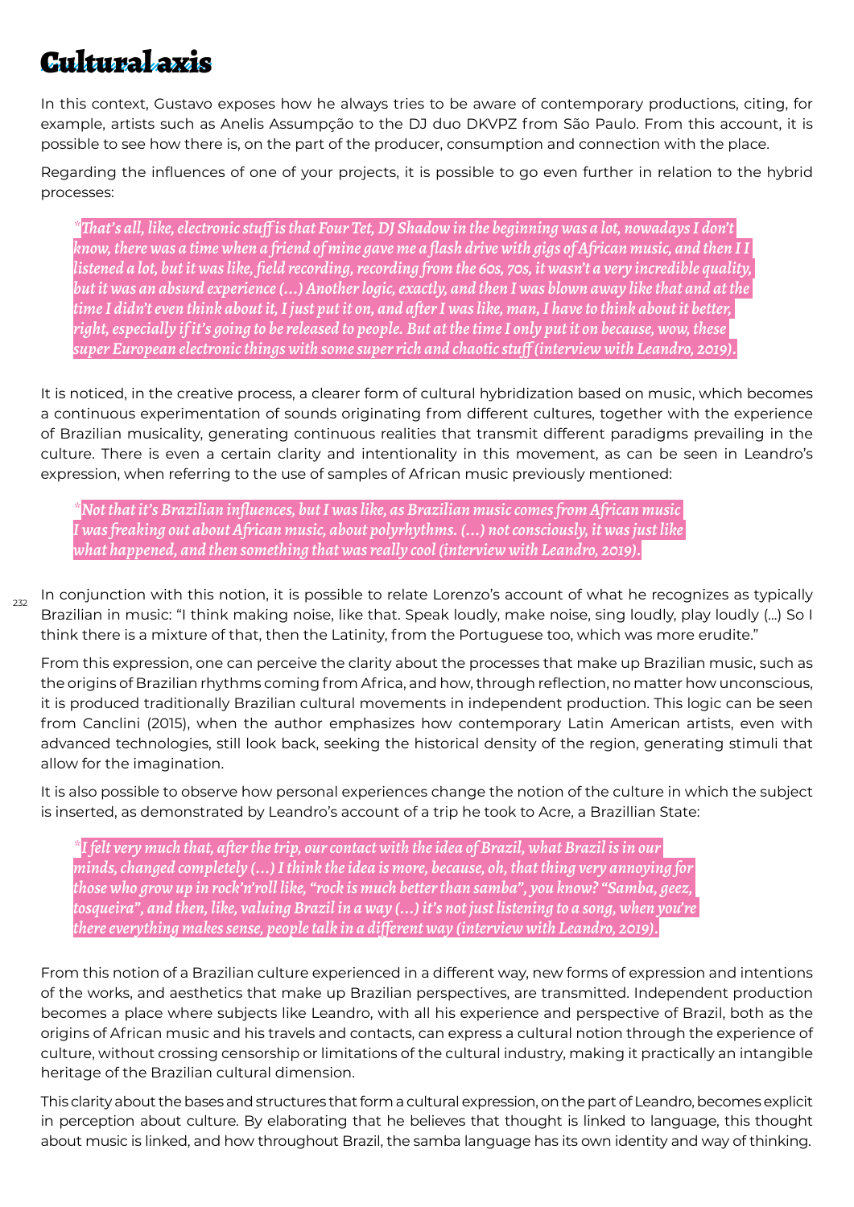# Cultural axis

In this context, Gustavo exposes how he always tries to be aware of contemporary productions, citing, for example, artists such as Anelis Assumpção to the DJ duo DKVPZ from São Paulo. From this account, it is possible to see how there is, on the part of the producer, consumption and connection with the place.

Regarding the influences of one of your projects, it is possible to go even further in relation to the hybrid processes:

> *"That's all, like, electronic stuff is that Four Tet, DJ Shadow in the beginning was a lot, nowadays I don't know, there was a time when a friend of mine gave me a flash drive with gigs of African music, and then I I listened a lot, but it was like, field recording, recording from the 60s, 70s, it wasn't a very incredible quality, but it was an absurd experience (...) Another logic, exactly, and then I was blown away like that and at the time I didn't even think about it, I just put it on, and after I was like, man, I have to think about it better, right, especially if it's going to be released to people. But at the time I only put it on because, wow, these super European electronic things with some super rich and chaotic stuff (interview with Leandro, 2019).*

It is noticed, in the creative process, a clearer form of cultural hybridization based on music, which becomes a continuous experimentation of sounds originating from different cultures, together with the experience of Brazilian musicality, generating continuous realities that transmit different paradigms prevailing in the culture. There is even a certain clarity and intentionality in this movement, as can be seen in Leandro's expression, when referring to the use of samples of African music previously mentioned:

> *"Not that it's Brazilian influences, but I was like, as Brazilian music comes from African music I was freaking out about African music, about polyrhythms. (...) not consciously, it was just like what happened, and then something that was really cool (interview with Leandro, 2019).*

In conjunction with this notion, it is possible to relate Lorenzo's account of what he recognizes as typically Brazilian in music: "I think making noise, like that. Speak loudly, make noise, sing loudly, play loudly (...) So I think there is a mixture of that, then the Latinity, from the Portuguese too, which was more erudite."

From this expression, one can perceive the clarity about the processes that make up Brazilian music, such as the origins of Brazilian rhythms coming from Africa, and how, through reflection, no matter how unconscious, it is produced traditionally Brazilian cultural movements in independent production. This logic can be seen from Canclini (2015), when the author emphasizes how contemporary Latin American artists, even with advanced technologies, still look back, seeking the historical density of the region, generating stimuli that allow for the imagination.

It is also possible to observe how personal experiences change the notion of the culture in which the subject is inserted, as demonstrated by Leandro's account of a trip he took to Acre, a Brazillian State:

> *"I felt very much that, after the trip, our contact with the idea of Brazil, what Brazil is in our minds, changed completely (...) I think the idea is more, because, oh, that thing very annoying for those who grow up in rock'n'roll like, "rock is much better than samba", you know? "Samba, geez, tosqueira", and then, like, valuing Brazil in a way (...) it's not just listening to a song, when you're there everything makes sense, people talk in a different way (interview with Leandro, 2019).*

From this notion of a Brazilian culture experienced in a different way, new forms of expression and intentions of the works, and aesthetics that make up Brazilian perspectives, are transmitted. Independent production becomes a place where subjects like Leandro, with all his experience and perspective of Brazil, both as the origins of African music and his travels and contacts, can express a cultural notion through the experience of culture, without crossing censorship or limitations of the cultural industry, making it practically an intangible heritage of the Brazilian cultural dimension.

This clarity about the bases and structures that form a cultural expression, on the part of Leandro, becomes explicit in perception about culture. By elaborating that he believes that thought is linked to language, this thought about music is linked, and how throughout Brazil, the samba language has its own identity and way of thinking.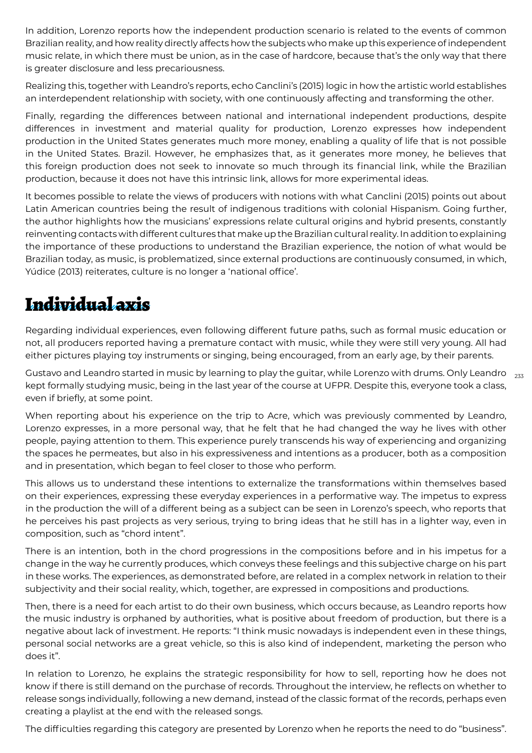In addition, Lorenzo reports how the independent production scenario is related to the events of common Brazilian reality, and how reality directly affects how the subjects who make up this experience of independent music relate, in which there must be union, as in the case of hardcore, because that's the only way that there is greater disclosure and less precariousness.

Realizing this, together with Leandro's reports, echo Canclini's (2015) logic in how the artistic world establishes an interdependent relationship with society, with one continuously affecting and transforming the other.

Finally, regarding the differences between national and international independent productions, despite differences in investment and material quality for production, Lorenzo expresses how independent production in the United States generates much more money, enabling a quality of life that is not possible in the United States. Brazil. However, he emphasizes that, as it generates more money, he believes that this foreign production does not seek to innovate so much through its financial link, while the Brazilian production, because it does not have this intrinsic link, allows for more experimental ideas.

It becomes possible to relate the views of producers with notions with what Canclini (2015) points out about Latin American countries being the result of indigenous traditions with colonial Hispanism. Going further, the author highlights how the musicians' expressions relate cultural origins and hybrid presents, constantly reinventing contacts with different cultures that make up the Brazilian cultural reality. In addition to explaining the importance of these productions to understand the Brazilian experience, the notion of what would be Brazilian today, as music, is problematized, since external productions are continuously consumed, in which, Yúdice (2013) reiterates, culture is no longer a 'national office'.

## Individual axis

Regarding individual experiences, even following different future paths, such as formal music education or not, all producers reported having a premature contact with music, while they were still very young. All had either pictures playing toy instruments or singing, being encouraged, from an early age, by their parents.

Gustavo and Leandro started in music by learning to play the guitar, while Lorenzo with drums. Only Leandro kept formally studying music, being in the last year of the course at UFPR. Despite this, everyone took a class, even if briefly, at some point.

When reporting about his experience on the trip to Acre, which was previously commented by Leandro, Lorenzo expresses, in a more personal way, that he felt that he had changed the way he lives with other people, paying attention to them. This experience purely transcends his way of experiencing and organizing the spaces he permeates, but also in his expressiveness and intentions as a producer, both as a composition and in presentation, which began to feel closer to those who perform.

This allows us to understand these intentions to externalize the transformations within themselves based on their experiences, expressing these everyday experiences in a performative way. The impetus to express in the production the will of a different being as a subject can be seen in Lorenzo's speech, who reports that he perceives his past projects as very serious, trying to bring ideas that he still has in a lighter way, even in composition, such as "chord intent".

There is an intention, both in the chord progressions in the compositions before and in his impetus for a change in the way he currently produces, which conveys these feelings and this subjective charge on his part in these works. The experiences, as demonstrated before, are related in a complex network in relation to their subjectivity and their social reality, which, together, are expressed in compositions and productions.

Then, there is a need for each artist to do their own business, which occurs because, as Leandro reports how the music industry is orphaned by authorities, what is positive about freedom of production, but there is a negative about lack of investment. He reports: "I think music nowadays is independent even in these things, personal social networks are a great vehicle, so this is also kind of independent, marketing the person who does it".

In relation to Lorenzo, he explains the strategic responsibility for how to sell, reporting how he does not know if there is still demand on the purchase of records. Throughout the interview, he reflects on whether to release songs individually, following a new demand, instead of the classic format of the records, perhaps even creating a playlist at the end with the released songs.

The difficulties regarding this category are presented by Lorenzo when he reports the need to do "business".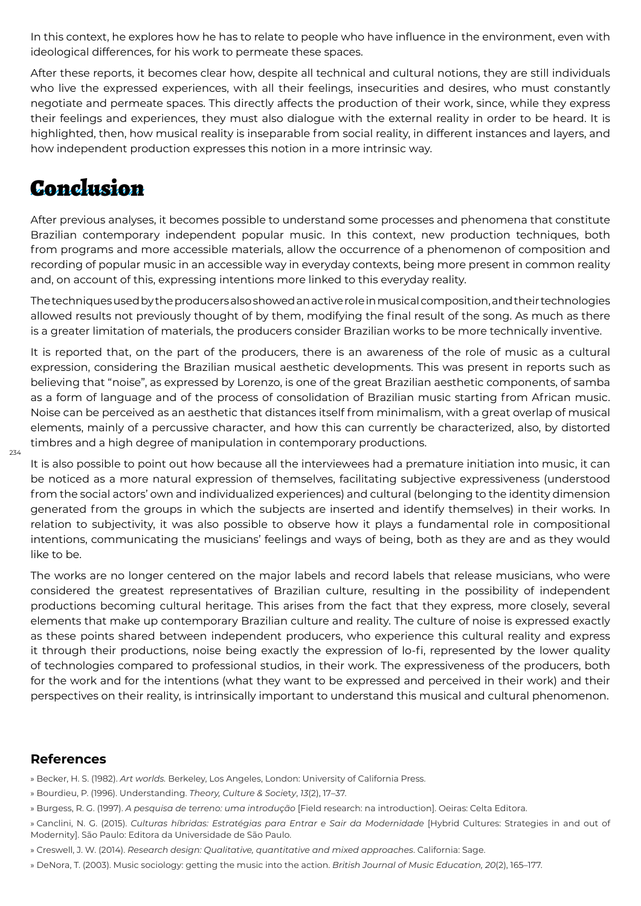In this context, he explores how he has to relate to people who have influence in the environment, even with ideological differences, for his work to permeate these spaces.

After these reports, it becomes clear how, despite all technical and cultural notions, they are still individuals who live the expressed experiences, with all their feelings, insecurities and desires, who must constantly negotiate and permeate spaces. This directly affects the production of their work, since, while they express their feelings and experiences, they must also dialogue with the external reality in order to be heard. It is highlighted, then, how musical reality is inseparable from social reality, in different instances and layers, and how independent production expresses this notion in a more intrinsic way.

# Conclusion

After previous analyses, it becomes possible to understand some processes and phenomena that constitute Brazilian contemporary independent popular music. In this context, new production techniques, both from programs and more accessible materials, allow the occurrence of a phenomenon of composition and recording of popular music in an accessible way in everyday contexts, being more present in common reality and, on account of this, expressing intentions more linked to this everyday reality.

The techniques used by the producers also showed an active role in musical composition, and their technologies allowed results not previously thought of by them, modifying the final result of the song. As much as there is a greater limitation of materials, the producers consider Brazilian works to be more technically inventive.

It is reported that, on the part of the producers, there is an awareness of the role of music as a cultural expression, considering the Brazilian musical aesthetic developments. This was present in reports such as believing that "noise", as expressed by Lorenzo, is one of the great Brazilian aesthetic components, of samba as a form of language and of the process of consolidation of Brazilian music starting from African music. Noise can be perceived as an aesthetic that distances itself from minimalism, with a great overlap of musical elements, mainly of a percussive character, and how this can currently be characterized, also, by distorted timbres and a high degree of manipulation in contemporary productions.

It is also possible to point out how because all the interviewees had a premature initiation into music, it can be noticed as a more natural expression of themselves, facilitating subjective expressiveness (understood from the social actors' own and individualized experiences) and cultural (belonging to the identity dimension generated from the groups in which the subjects are inserted and identify themselves) in their works. In relation to subjectivity, it was also possible to observe how it plays a fundamental role in compositional intentions, communicating the musicians' feelings and ways of being, both as they are and as they would like to be.

The works are no longer centered on the major labels and record labels that release musicians, who were considered the greatest representatives of Brazilian culture, resulting in the possibility of independent productions becoming cultural heritage. This arises from the fact that they express, more closely, several elements that make up contemporary Brazilian culture and reality. The culture of noise is expressed exactly as these points shared between independent producers, who experience this cultural reality and express it through their productions, noise being exactly the expression of lo-fi, represented by the lower quality of technologies compared to professional studios, in their work. The expressiveness of the producers, both for the work and for the intentions (what they want to be expressed and perceived in their work) and their perspectives on their reality, is intrinsically important to understand this musical and cultural phenomenon.

## References

» Becker, H. S. (1982). *Art worlds.* Berkeley, Los Angeles, London: University of California Press.

» Bourdieu, P. (1996). Understanding. *Theory, Culture & Society*, *13*(2), 17–37.

» Burgess, R. G. (1997). *A pesquisa de terreno: uma introdução* [Field research: na introduction]. Oeiras: Celta Editora.

» Canclini, N. G. (2015). *Culturas híbridas: Estratégias para Entrar e Sair da Modernidade* [Hybrid Cultures: Strategies in and out of Modernity]. São Paulo: Editora da Universidade de São Paulo.

» Creswell, J. W. (2014). *Research design: Qualitative, quantitative and mixed approaches*. California: Sage.

» DeNora, T. (2003). Music sociology: getting the music into the action. *British Journal of Music Education, 20*(2), 165–177.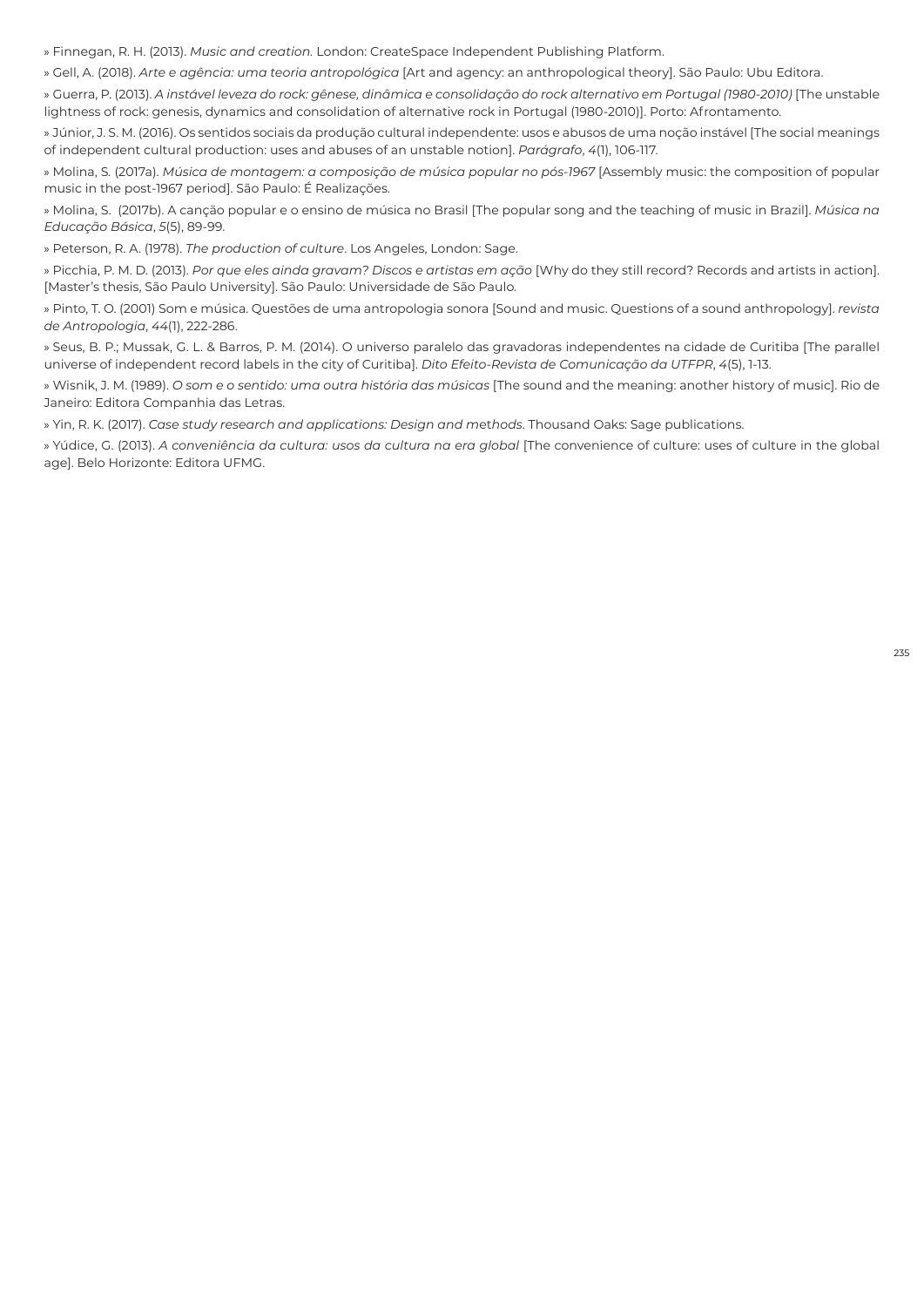» Finnegan, R. H. (2013). *Music and creation.* London: CreateSpace Independent Publishing Platform.

» Gell, A. (2018). *Arte e agência: uma teoria antropológica* [Art and agency: an anthropological theory]. São Paulo: Ubu Editora.

» Guerra, P. (2013). *A instável leveza do rock: gênese, dinâmica e consolidação do rock alternativo em Portugal (1980-2010)* [The unstable lightness of rock: genesis, dynamics and consolidation of alternative rock in Portugal (1980-2010)]. Porto: Afrontamento.

» Júnior, J. S. M. (2016). Os sentidos sociais da produção cultural independente: usos e abusos de uma noção instável [The social meanings of independent cultural production: uses and abuses of an unstable notion]. *Parágrafo*, *4*(1), 106-117.

» Molina, S. (2017a). *Música de montagem: a composição de música popular no pós-1967* [Assembly music: the composition of popular music in the post-1967 period]. São Paulo: É Realizações.

» Molina, S. (2017b). A canção popular e o ensino de música no Brasil [The popular song and the teaching of music in Brazil]. *Música na Educação Básica*, *5*(5), 89-99.

» Peterson, R. A. (1978). *The production of culture*. Los Angeles, London: Sage.

» Picchia, P. M. D. (2013). *Por que eles ainda gravam? Discos e artistas em ação* [Why do they still record? Records and artists in action]. [Master's thesis, São Paulo University]. São Paulo: Universidade de São Paulo.

» Pinto, T. O. (2001) Som e música. Questões de uma antropologia sonora [Sound and music. Questions of a sound anthropology]. *revista de Antropologia*, *44*(1), 222-286.

» Seus, B. P.; Mussak, G. L. & Barros, P. M. (2014). O universo paralelo das gravadoras independentes na cidade de Curitiba [The parallel universe of independent record labels in the city of Curitiba]. *Dito Efeito-Revista de Comunicação da UTFPR*, *4*(5), 1-13.

» Wisnik, J. M. (1989). *O som e o sentido: uma outra história das músicas* [The sound and the meaning: another history of music]. Rio de Janeiro: Editora Companhia das Letras.

» Yin, R. K. (2017). *Case study research and applications: Design and methods*. Thousand Oaks: Sage publications.

» Yúdice, G. (2013). *A conveniência da cultura: usos da cultura na era global* [The convenience of culture: uses of culture in the global age]. Belo Horizonte: Editora UFMG.